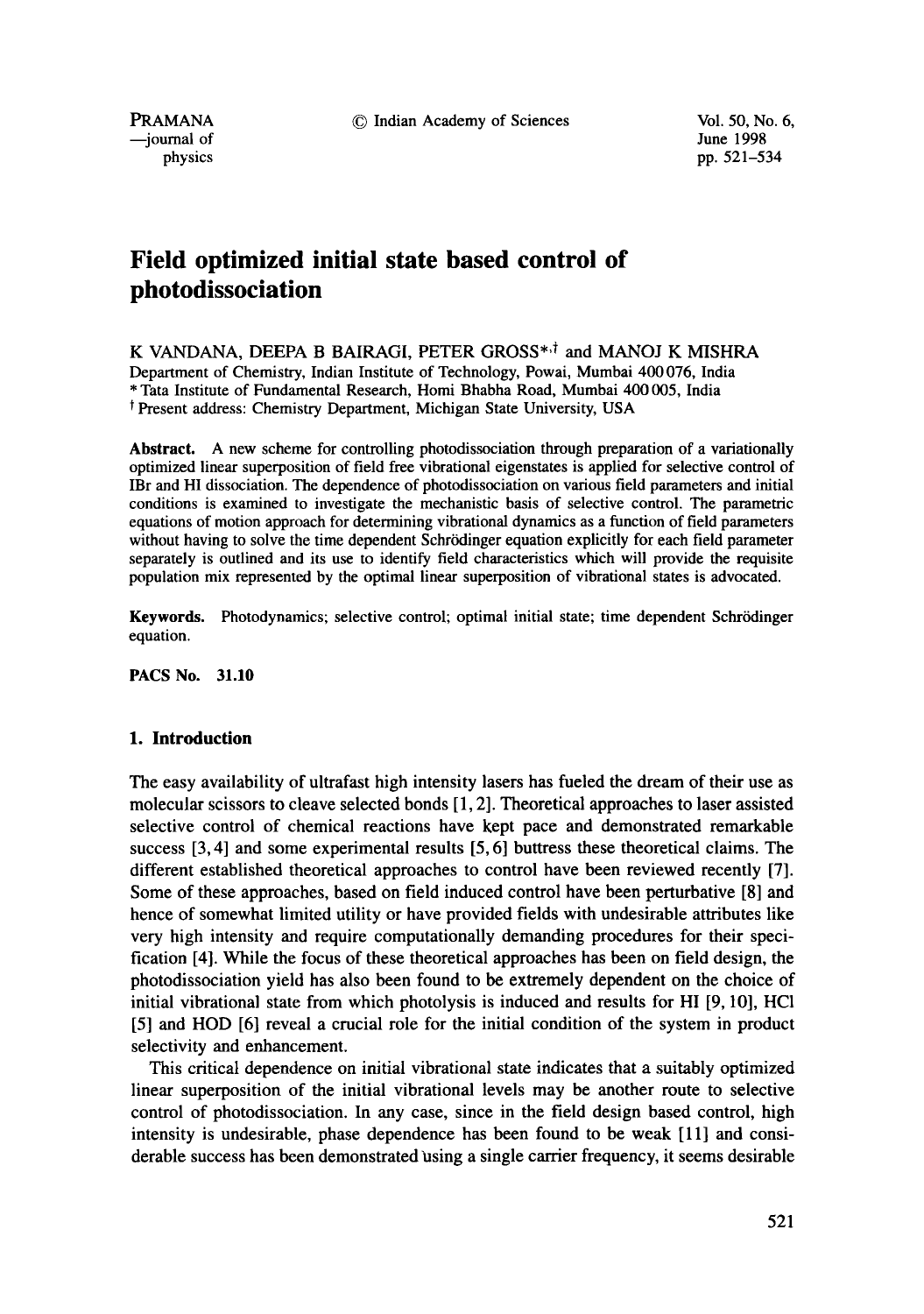# Field optimized initial state based control of photodissociation

K VANDANA, DEEPA B BAIRAGI, PETER GROSS*,† and MANOJ K MISHRA

Department of Chemistry, Indian Institute of Technology, Powai, Mumbai 400 076, India
* Tata Institute of Fundamental Research, Homi Bhabha Road, Mumbai 400 005, India
† Present address: Chemistry Department, Michigan State University, USA

**Abstract.** A new scheme for controlling photodissociation through preparation of a variationally optimized linear superposition of field free vibrational eigenstates is applied for selective control of IBr and HI dissociation. The dependence of photodissociation on various field parameters and initial conditions is examined to investigate the mechanistic basis of selective control. The parametric equations of motion approach for determining vibrational dynamics as a function of field parameters without having to solve the time dependent Schrödinger equation explicitly for each field parameter separately is outlined and its use to identify field characteristics which will provide the requisite population mix represented by the optimal linear superposition of vibrational states is advocated.

**Keywords.** Photodynamics; selective control; optimal initial state; time dependent Schrödinger equation.

**PACS No.** 31.10

## 1. Introduction

The easy availability of ultrafast high intensity lasers has fueled the dream of their use as molecular scissors to cleave selected bonds [1, 2]. Theoretical approaches to laser assisted selective control of chemical reactions have kept pace and demonstrated remarkable success [3, 4] and some experimental results [5, 6] buttress these theoretical claims. The different established theoretical approaches to control have been reviewed recently [7]. Some of these approaches, based on field induced control have been perturbative [8] and hence of somewhat limited utility or have provided fields with undesirable attributes like very high intensity and require computationally demanding procedures for their specification [4]. While the focus of these theoretical approaches has been on field design, the photodissociation yield has also been found to be extremely dependent on the choice of initial vibrational state from which photolysis is induced and results for HI [9, 10], HCl [5] and HOD [6] reveal a crucial role for the initial condition of the system in product selectivity and enhancement.

This critical dependence on initial vibrational state indicates that a suitably optimized linear superposition of the initial vibrational levels may be another route to selective control of photodissociation. In any case, since in the field design based control, high intensity is undesirable, phase dependence has been found to be weak [11] and considerable success has been demonstrated using a single carrier frequency, it seems desirable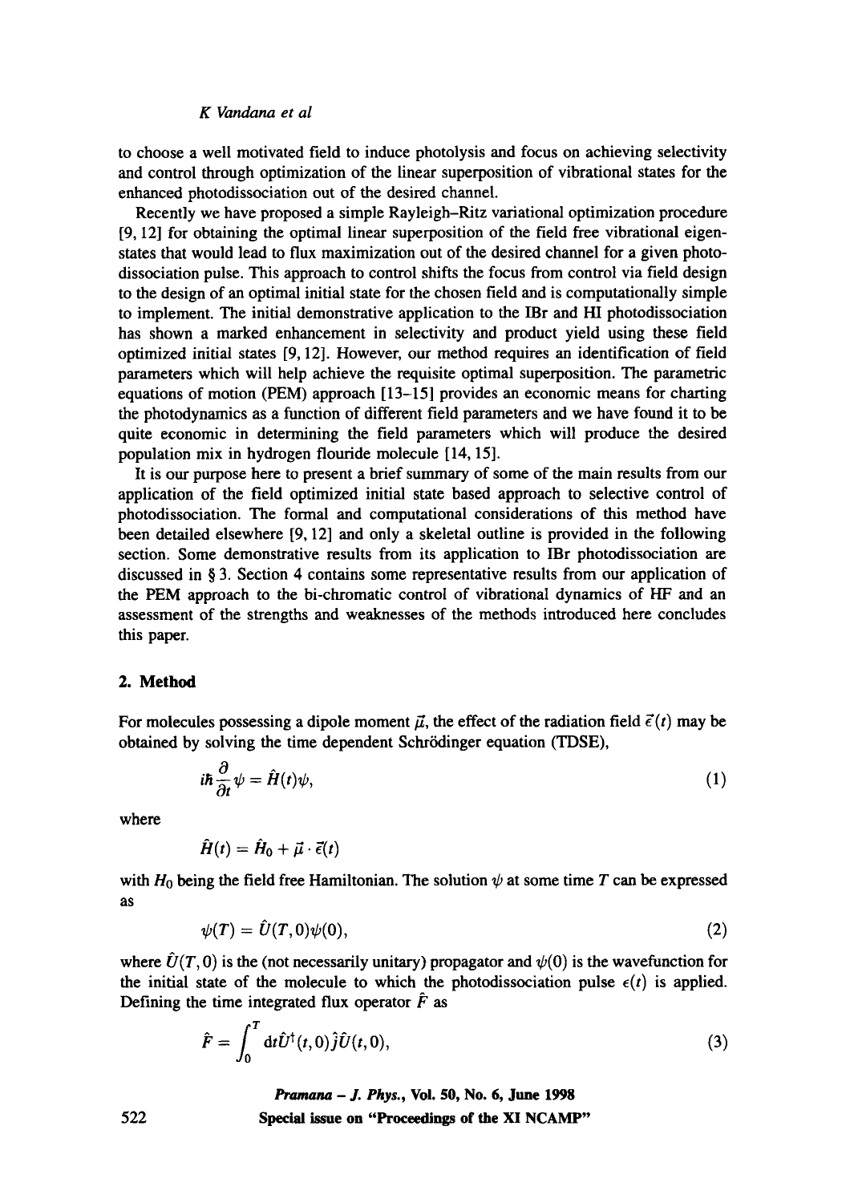to choose a well motivated field to induce photolysis and focus on achieving selectivity and control through optimization of the linear superposition of vibrational states for the enhanced photodissociation out of the desired channel.

Recently we have proposed a simple Rayleigh–Ritz variational optimization procedure [9, 12] for obtaining the optimal linear superposition of the field free vibrational eigenstates that would lead to flux maximization out of the desired channel for a given photodissociation pulse. This approach to control shifts the focus from control via field design to the design of an optimal initial state for the chosen field and is computationally simple to implement. The initial demonstrative application to the IBr and HI photodissociation has shown a marked enhancement in selectivity and product yield using these field optimized initial states [9, 12]. However, our method requires an identification of field parameters which will help achieve the requisite optimal superposition. The parametric equations of motion (PEM) approach [13–15] provides an economic means for charting the photodynamics as a function of different field parameters and we have found it to be quite economic in determining the field parameters which will produce the desired population mix in hydrogen flouride molecule [14, 15].

It is our purpose here to present a brief summary of some of the main results from our application of the field optimized initial state based approach to selective control of photodissociation. The formal and computational considerations of this method have been detailed elsewhere [9, 12] and only a skeletal outline is provided in the following section. Some demonstrative results from its application to IBr photodissociation are discussed in § 3. Section 4 contains some representative results from our application of the PEM approach to the bi-chromatic control of vibrational dynamics of HF and an assessment of the strengths and weaknesses of the methods introduced here concludes this paper.

## 2. Method

For molecules possessing a dipole moment $\vec{\mu}$, the effect of the radiation field $\vec{\epsilon}(t)$ may be obtained by solving the time dependent Schrödinger equation (TDSE),

$$i\hbar \frac{\partial}{\partial t}\psi = \hat{H}(t)\psi, \tag{1}$$

where

$$\hat{H}(t) = \hat{H}_0 + \vec{\mu} \cdot \vec{\epsilon}(t)$$

with $H_0$ being the field free Hamiltonian. The solution $\psi$ at some time $T$ can be expressed as

$$\psi(T) = \hat{U}(T,0)\psi(0), \tag{2}$$

where $\hat{U}(T,0)$ is the (not necessarily unitary) propagator and $\psi(0)$ is the wavefunction for the initial state of the molecule to which the photodissociation pulse $\epsilon(t)$ is applied. Defining the time integrated flux operator $\hat{F}$ as

$$\hat{F} = \int_0^T \mathrm{d}t \hat{U}^{\dagger}(t,0)\hat{j}\hat{U}(t,0), \tag{3}$$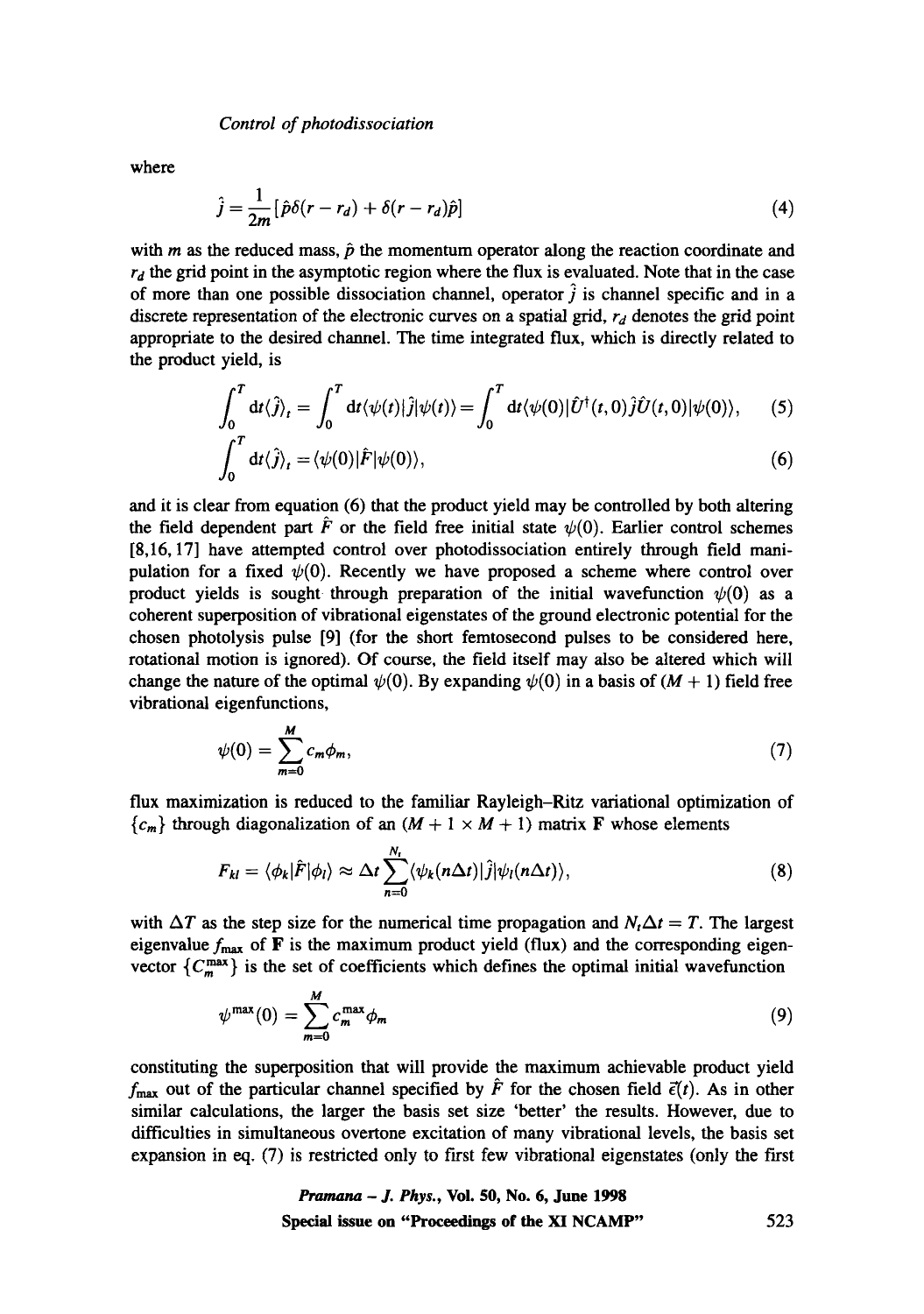where

$$\hat{j} = \frac{1}{2m}[\hat{p}\delta(r - r_d) + \delta(r - r_d)\hat{p}] \tag{4}$$

with $m$ as the reduced mass, $\hat{p}$ the momentum operator along the reaction coordinate and $r_d$ the grid point in the asymptotic region where the flux is evaluated. Note that in the case of more than one possible dissociation channel, operator $\hat{j}$ is channel specific and in a discrete representation of the electronic curves on a spatial grid, $r_d$ denotes the grid point appropriate to the desired channel. The time integrated flux, which is directly related to the product yield, is

$$\int_0^T \mathrm{d}t \langle \hat{j} \rangle_t = \int_0^T \mathrm{d}t \langle \psi(t) | \hat{j} | \psi(t) \rangle = \int_0^T \mathrm{d}t \langle \psi(0) | \hat{U}^\dagger(t,0) \hat{j} \hat{U}(t,0) | \psi(0) \rangle, \tag{5}$$

$$\int_0^T \mathrm{d}t \langle \hat{j} \rangle_t = \langle \psi(0) | \hat{F} | \psi(0) \rangle, \tag{6}$$

and it is clear from equation (6) that the product yield may be controlled by both altering the field dependent part $\hat{F}$ or the field free initial state $\psi(0)$. Earlier control schemes [8,16,17] have attempted control over photodissociation entirely through field manipulation for a fixed $\psi(0)$. Recently we have proposed a scheme where control over product yields is sought through preparation of the initial wavefunction $\psi(0)$ as a coherent superposition of vibrational eigenstates of the ground electronic potential for the chosen photolysis pulse [9] (for the short femtosecond pulses to be considered here, rotational motion is ignored). Of course, the field itself may also be altered which will change the nature of the optimal $\psi(0)$. By expanding $\psi(0)$ in a basis of $(M + 1)$ field free vibrational eigenfunctions,

$$\psi(0) = \sum_{m=0}^{M} c_m \phi_m, \tag{7}$$

flux maximization is reduced to the familiar Rayleigh–Ritz variational optimization of $\{c_m\}$ through diagonalization of an $(M + 1 \times M + 1)$ matrix $\mathbf{F}$ whose elements

$$F_{kl} = \langle \phi_k | \hat{F} | \phi_l \rangle \approx \Delta t \sum_{n=0}^{N_t} \langle \psi_k(n\Delta t) | \hat{j} | \psi_l(n\Delta t) \rangle, \tag{8}$$

with $\Delta T$ as the step size for the numerical time propagation and $N_t \Delta t = T$. The largest eigenvalue $f_{\max}$ of $\mathbf{F}$ is the maximum product yield (flux) and the corresponding eigenvector $\{C_m^{\max}\}$ is the set of coefficients which defines the optimal initial wavefunction

$$\psi^{\max}(0) = \sum_{m=0}^{M} c_m^{\max} \phi_m \tag{9}$$

constituting the superposition that will provide the maximum achievable product yield $f_{\max}$ out of the particular channel specified by $\hat{F}$ for the chosen field $\vec{\epsilon}(t)$. As in other similar calculations, the larger the basis set size 'better' the results. However, due to difficulties in simultaneous overtone excitation of many vibrational levels, the basis set expansion in eq. (7) is restricted only to first few vibrational eigenstates (only the first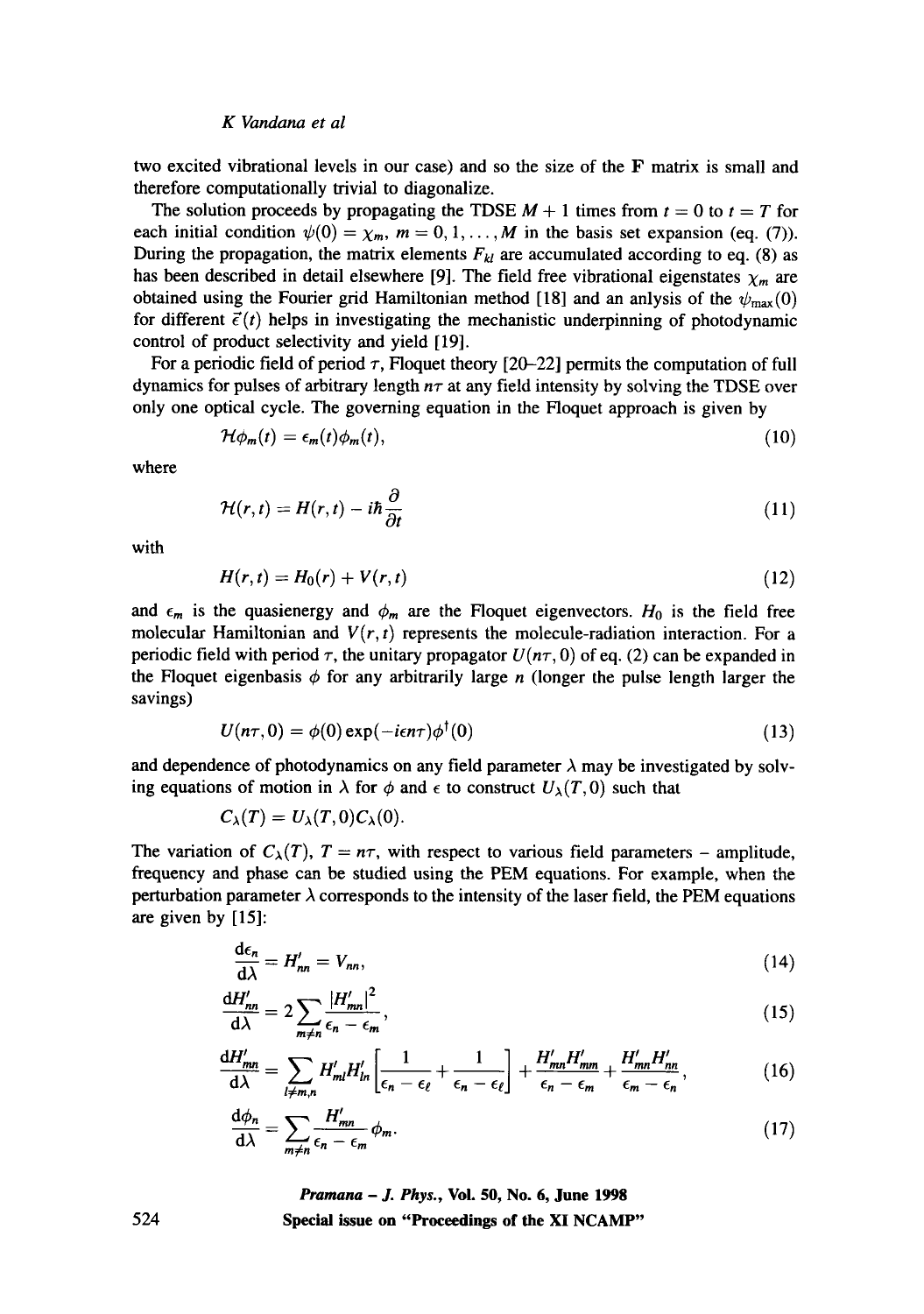two excited vibrational levels in our case) and so the size of the **F** matrix is small and therefore computationally trivial to diagonalize.

The solution proceeds by propagating the TDSE $M+1$ times from $t=0$ to $t=T$ for each initial condition $\psi(0)=\chi_m$, $m=0,1,\ldots,M$ in the basis set expansion (eq. (7)). During the propagation, the matrix elements $F_{kl}$ are accumulated according to eq. (8) as has been described in detail elsewhere [9]. The field free vibrational eigenstates $\chi_m$ are obtained using the Fourier grid Hamiltonian method [18] and an anlysis of the $\psi_{\max}(0)$ for different $\vec{\epsilon}(t)$ helps in investigating the mechanistic underpinning of photodynamic control of product selectivity and yield [19].

For a periodic field of period $\tau$, Floquet theory [20–22] permits the computation of full dynamics for pulses of arbitrary length $n\tau$ at any field intensity by solving the TDSE over only one optical cycle. The governing equation in the Floquet approach is given by

$$\mathcal{H}\phi_m(t)=\epsilon_m(t)\phi_m(t), \tag{10}$$

where

$$\mathcal{H}(r,t)=H(r,t)-i\hbar\frac{\partial}{\partial t} \tag{11}$$

with

$$H(r,t)=H_0(r)+V(r,t) \tag{12}$$

and $\epsilon_m$ is the quasienergy and $\phi_m$ are the Floquet eigenvectors. $H_0$ is the field free molecular Hamiltonian and $V(r,t)$ represents the molecule-radiation interaction. For a periodic field with period $\tau$, the unitary propagator $U(n\tau,0)$ of eq. (2) can be expanded in the Floquet eigenbasis $\phi$ for any arbitrarily large $n$ (longer the pulse length larger the savings)

$$U(n\tau,0)=\phi(0)\exp(-i\epsilon n\tau)\phi^{\dagger}(0) \tag{13}$$

and dependence of photodynamics on any field parameter $\lambda$ may be investigated by solving equations of motion in $\lambda$ for $\phi$ and $\epsilon$ to construct $U_\lambda(T,0)$ such that

$$C_\lambda(T)=U_\lambda(T,0)C_\lambda(0).$$

The variation of $C_\lambda(T)$, $T=n\tau$, with respect to various field parameters – amplitude, frequency and phase can be studied using the PEM equations. For example, when the perturbation parameter $\lambda$ corresponds to the intensity of the laser field, the PEM equations are given by [15]:

$$\frac{\mathrm{d}\epsilon_n}{\mathrm{d}\lambda}=H'_{nn}=V_{nn}, \tag{14}$$

$$\frac{\mathrm{d}H'_{nn}}{\mathrm{d}\lambda}=2\sum_{m\neq n}\frac{|H'_{mn}|^2}{\epsilon_n-\epsilon_m}, \tag{15}$$

$$\frac{\mathrm{d}H'_{mn}}{\mathrm{d}\lambda}=\sum_{l\neq m,n}H'_{ml}H'_{ln}\left[\frac{1}{\epsilon_n-\epsilon_\ell}+\frac{1}{\epsilon_n-\epsilon_\ell}\right]+\frac{H'_{mn}H'_{mm}}{\epsilon_n-\epsilon_m}+\frac{H'_{mn}H'_{nn}}{\epsilon_m-\epsilon_n}, \tag{16}$$

$$\frac{\mathrm{d}\phi_n}{\mathrm{d}\lambda}=\sum_{m\neq n}\frac{H'_{mn}}{\epsilon_n-\epsilon_m}\phi_m. \tag{17}$$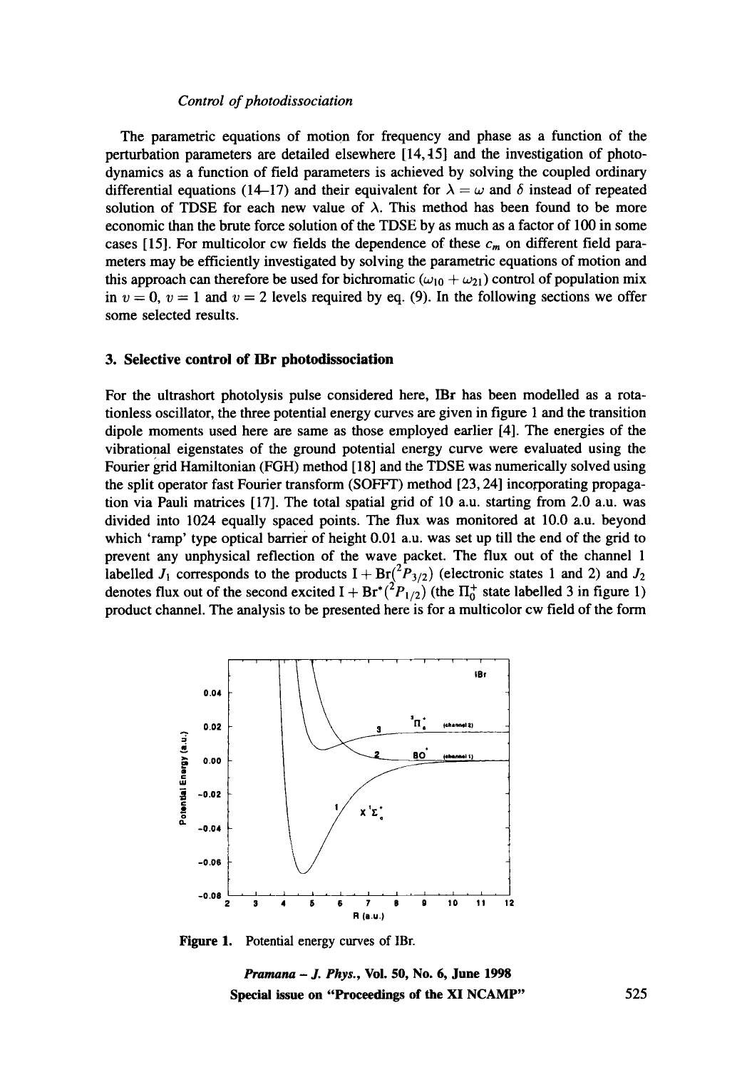The parametric equations of motion for frequency and phase as a function of the perturbation parameters are detailed elsewhere [14, 15] and the investigation of photodynamics as a function of field parameters is achieved by solving the coupled ordinary differential equations (14–17) and their equivalent for $\lambda = \omega$ and $\delta$ instead of repeated solution of TDSE for each new value of $\lambda$. This method has been found to be more economic than the brute force solution of the TDSE by as much as a factor of 100 in some cases [15]. For multicolor cw fields the dependence of these $c_m$ on different field parameters may be efficiently investigated by solving the parametric equations of motion and this approach can therefore be used for bichromatic $(\omega_{10} + \omega_{21})$ control of population mix in $v = 0$, $v = 1$ and $v = 2$ levels required by eq. (9). In the following sections we offer some selected results.

## 3. Selective control of IBr photodissociation

For the ultrashort photolysis pulse considered here, IBr has been modelled as a rotationless oscillator, the three potential energy curves are given in figure 1 and the transition dipole moments used here are same as those employed earlier [4]. The energies of the vibrational eigenstates of the ground potential energy curve were evaluated using the Fourier grid Hamiltonian (FGH) method [18] and the TDSE was numerically solved using the split operator fast Fourier transform (SOFFT) method [23, 24] incorporating propagation via Pauli matrices [17]. The total spatial grid of 10 a.u. starting from 2.0 a.u. was divided into 1024 equally spaced points. The flux was monitored at 10.0 a.u. beyond which 'ramp' type optical barrier of height 0.01 a.u. was set up till the end of the grid to prevent any unphysical reflection of the wave packet. The flux out of the channel 1 labelled $J_1$ corresponds to the products $I + Br(^2P_{3/2})$ (electronic states 1 and 2) and $J_2$ denotes flux out of the second excited $I + Br^*(^2P_{1/2})$ (the $\Pi_0^+$ state labelled 3 in figure 1) product channel. The analysis to be presented here is for a multicolor cw field of the form

Figure 1. Potential energy curves of IBr.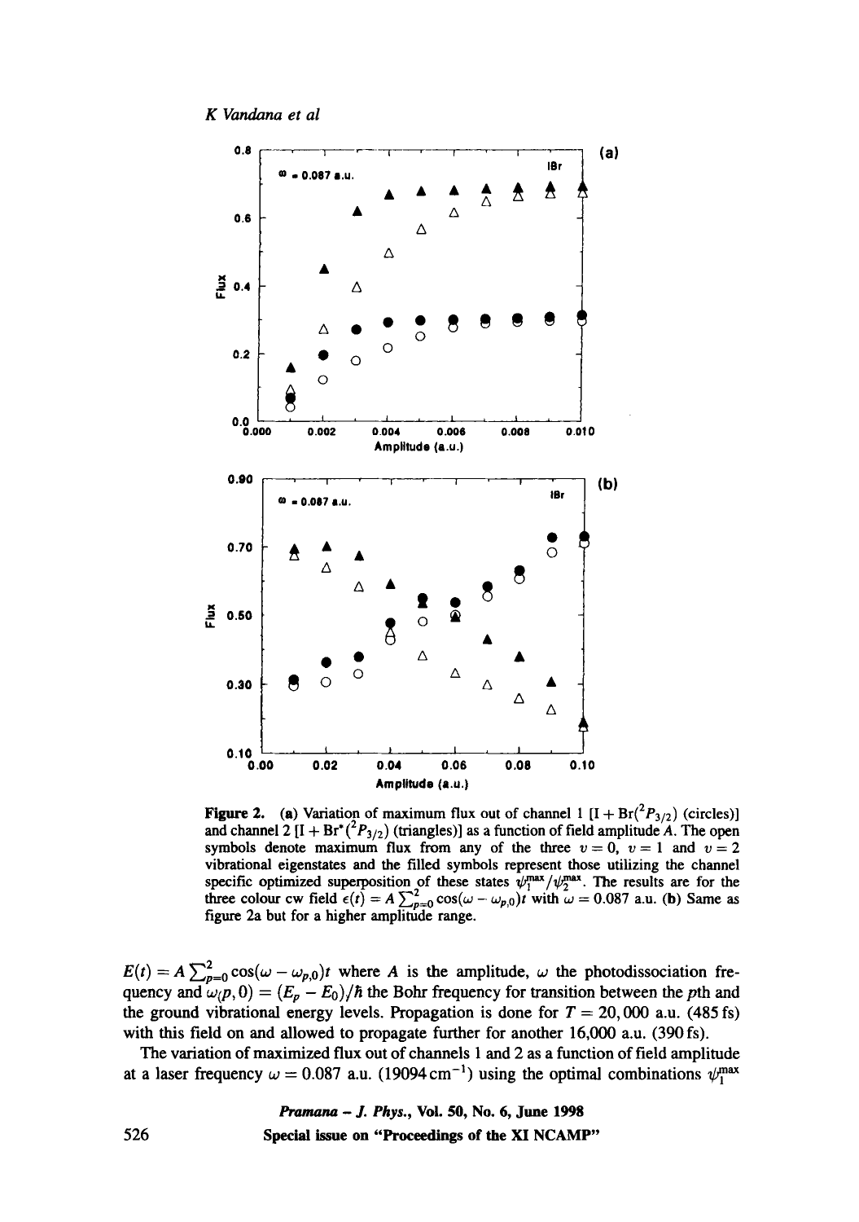**Figure 2.** (a) Variation of maximum flux out of channel 1 [I + Br($^2P_{3/2}$) (circles)] and channel 2 [I + Br*($^2P_{3/2}$) (triangles)] as a function of field amplitude $A$. The open symbols denote maximum flux from any of the three $v = 0$, $v = 1$ and $v = 2$ vibrational eigenstates and the filled symbols represent those utilizing the channel specific optimized superposition of these states $\psi_1^{\max}/\psi_2^{\max}$. The results are for the three colour cw field $\epsilon(t) = A\sum_{p=0}^{2}\cos(\omega - \omega_{p,0})t$ with $\omega = 0.087$ a.u. (b) Same as figure 2a but for a higher amplitude range.

$E(t) = A\sum_{p=0}^{2}\cos(\omega - \omega_{p,0})t$ where $A$ is the amplitude, $\omega$ the photodissociation frequency and $\omega(p, 0) = (E_p - E_0)/\hbar$ the Bohr frequency for transition between the $p$th and the ground vibrational energy levels. Propagation is done for $T = 20,000$ a.u. (485 fs) with this field on and allowed to propagate further for another 16,000 a.u. (390 fs).

The variation of maximized flux out of channels 1 and 2 as a function of field amplitude at a laser frequency $\omega = 0.087$ a.u. (19094 cm$^{-1}$) using the optimal combinations $\psi_1^{\max}$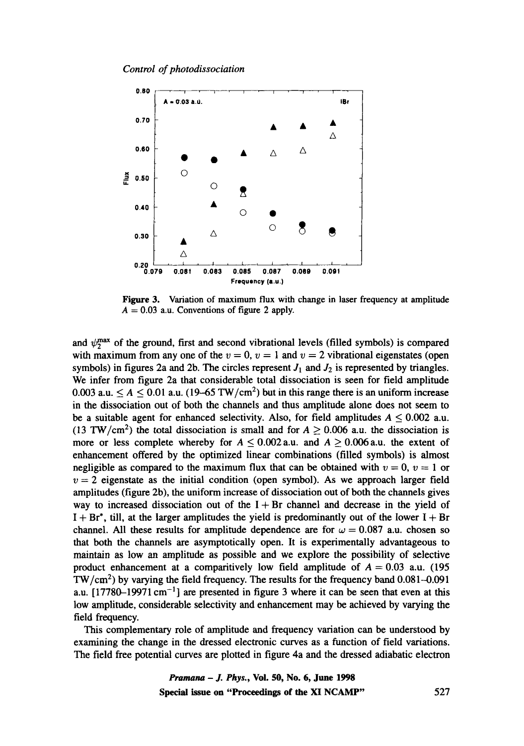**Figure 3.** Variation of maximum flux with change in laser frequency at amplitude $A = 0.03$ a.u. Conventions of figure 2 apply.

and $\psi_2^{max}$ of the ground, first and second vibrational levels (filled symbols) is compared with maximum from any one of the $v = 0$, $v = 1$ and $v = 2$ vibrational eigenstates (open symbols) in figures 2a and 2b. The circles represent $J_1$ and $J_2$ is represented by triangles. We infer from figure 2a that considerable total dissociation is seen for field amplitude $0.003 \text{ a.u.} \leq A \leq 0.01$ a.u. (19–65 TW/cm$^2$) but in this range there is an uniform increase in the dissociation out of both the channels and thus amplitude alone does not seem to be a suitable agent for enhanced selectivity. Also, for field amplitudes $A \leq 0.002$ a.u. (13 TW/cm$^2$) the total dissociation is small and for $A \geq 0.006$ a.u. the dissociation is more or less complete whereby for $A \leq 0.002$ a.u. and $A \geq 0.006$ a.u. the extent of enhancement offered by the optimized linear combinations (filled symbols) is almost negligible as compared to the maximum flux that can be obtained with $v = 0$, $v = 1$ or $v = 2$ eigenstate as the initial condition (open symbol). As we approach larger field amplitudes (figure 2b), the uniform increase of dissociation out of both the channels gives way to increased dissociation out of the I + Br channel and decrease in the yield of I + Br*, till, at the larger amplitudes the yield is predominantly out of the lower I + Br channel. All these results for amplitude dependence are for $\omega = 0.087$ a.u. chosen so that both the channels are asymptotically open. It is experimentally advantageous to maintain as low an amplitude as possible and we explore the possibility of selective product enhancement at a comparitively low field amplitude of $A = 0.03$ a.u. (195 TW/cm$^2$) by varying the field frequency. The results for the frequency band 0.081–0.091 a.u. [17780–19971 cm$^{-1}$] are presented in figure 3 where it can be seen that even at this low amplitude, considerable selectivity and enhancement may be achieved by varying the field frequency.

This complementary role of amplitude and frequency variation can be understood by examining the change in the dressed electronic curves as a function of field variations. The field free potential curves are plotted in figure 4a and the dressed adiabatic electron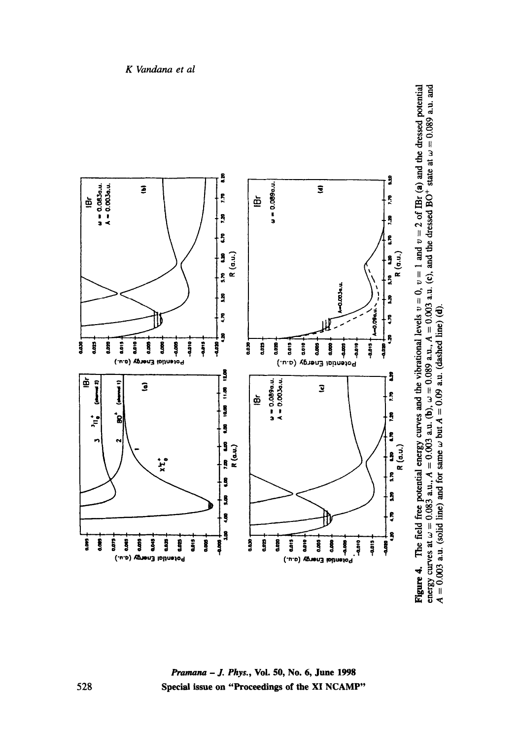**Figure 4.** The field free potential energy curves and the vibrational levels $v = 0$, $v = 1$ and $v = 2$ of IBr (**a**) and the dressed potential energy curves at $\omega = 0.083$ a.u., $A = 0.003$ a.u. (**b**), $\omega = 0.089$ a.u., $A = 0.003$ a.u. (**c**), and the dressed $BO^+$ state at $\omega = 0.089$ a.u. and $A = 0.003$ a.u. (solid line) and for same $\omega$ but $A = 0.09$ a.u. (dashed line) (**d**).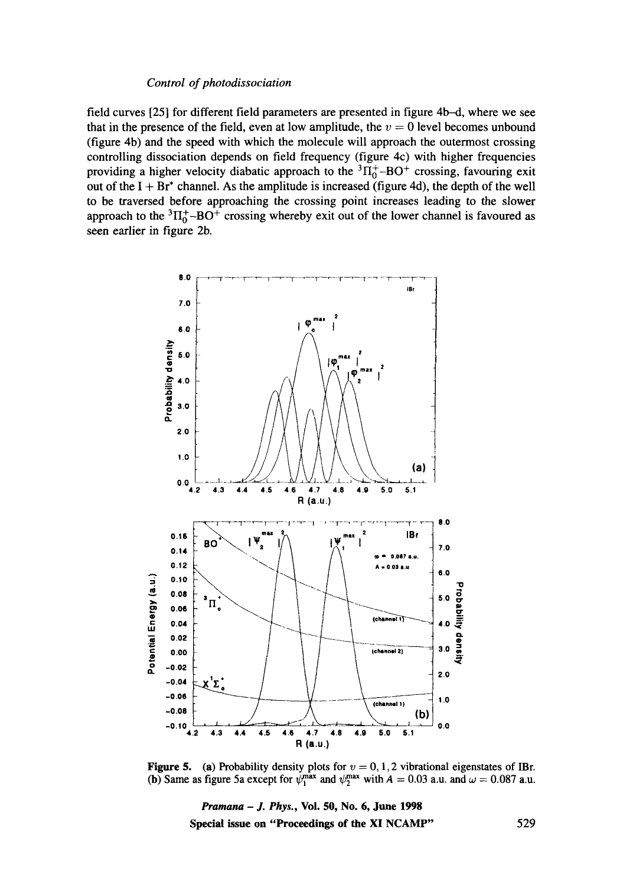field curves [25] for different field parameters are presented in figure 4b–d, where we see that in the presence of the field, even at low amplitude, the $v = 0$ level becomes unbound (figure 4b) and the speed with which the molecule will approach the outermost crossing controlling dissociation depends on field frequency (figure 4c) with higher frequencies providing a higher velocity diabatic approach to the ${}^3\Pi_0^+$–$BO^+$ crossing, favouring exit out of the I + Br* channel. As the amplitude is increased (figure 4d), the depth of the well to be traversed before approaching the crossing point increases leading to the slower approach to the ${}^3\Pi_0^+$–$BO^+$ crossing whereby exit out of the lower channel is favoured as seen earlier in figure 2b.

**Figure 5.** (a) Probability density plots for $v = 0, 1, 2$ vibrational eigenstates of IBr. (b) Same as figure 5a except for $\psi_1^{\max}$ and $\psi_2^{\max}$ with $A = 0.03$ a.u. and $\omega = 0.087$ a.u.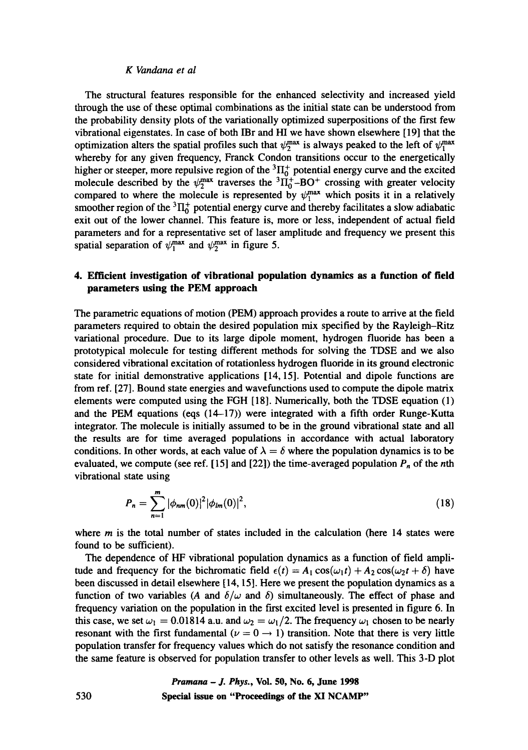The structural features responsible for the enhanced selectivity and increased yield through the use of these optimal combinations as the initial state can be understood from the probability density plots of the variationally optimized superpositions of the first few vibrational eigenstates. In case of both IBr and HI we have shown elsewhere [19] that the optimization alters the spatial profiles such that $\psi_2^{\max}$ is always peaked to the left of $\psi_1^{\max}$ whereby for any given frequency, Franck Condon transitions occur to the energetically higher or steeper, more repulsive region of the ${}^3\Pi_0^+$ potential energy curve and the excited molecule described by the $\psi_2^{\max}$ traverses the ${}^3\Pi_0^+$–$BO^+$ crossing with greater velocity compared to where the molecule is represented by $\psi_1^{\max}$ which posits it in a relatively smoother region of the ${}^3\Pi_0^+$ potential energy curve and thereby facilitates a slow adiabatic exit out of the lower channel. This feature is, more or less, independent of actual field parameters and for a representative set of laser amplitude and frequency we present this spatial separation of $\psi_1^{\max}$ and $\psi_2^{\max}$ in figure 5.

## 4. Efficient investigation of vibrational population dynamics as a function of field parameters using the PEM approach

The parametric equations of motion (PEM) approach provides a route to arrive at the field parameters required to obtain the desired population mix specified by the Rayleigh–Ritz variational procedure. Due to its large dipole moment, hydrogen fluoride has been a prototypical molecule for testing different methods for solving the TDSE and we also considered vibrational excitation of rotationless hydrogen fluoride in its ground electronic state for initial demonstrative applications [14, 15]. Potential and dipole functions are from ref. [27]. Bound state energies and wavefunctions used to compute the dipole matrix elements were computed using the FGH [18]. Numerically, both the TDSE equation (1) and the PEM equations (eqs (14–17)) were integrated with a fifth order Runge-Kutta integrator. The molecule is initially assumed to be in the ground vibrational state and all the results are for time averaged populations in accordance with actual laboratory conditions. In other words, at each value of $\lambda = \delta$ where the population dynamics is to be evaluated, we compute (see ref. [15] and [22]) the time-averaged population $P_n$ of the $n$th vibrational state using

$$P_n = \sum_{n=1}^{m} |\phi_{nm}(0)|^2 |\phi_{lm}(0)|^2, \tag{18}$$

where $m$ is the total number of states included in the calculation (here 14 states were found to be sufficient).

The dependence of HF vibrational population dynamics as a function of field amplitude and frequency for the bichromatic field $\epsilon(t) = A_1 \cos(\omega_1 t) + A_2 \cos(\omega_2 t + \delta)$ have been discussed in detail elsewhere [14, 15]. Here we present the population dynamics as a function of two variables ($A$ and $\delta/\omega$ and $\delta$) simultaneously. The effect of phase and frequency variation on the population in the first excited level is presented in figure 6. In this case, we set $\omega_1 = 0.01814$ a.u. and $\omega_2 = \omega_1/2$. The frequency $\omega_1$ chosen to be nearly resonant with the first fundamental ($\nu = 0 \rightarrow 1$) transition. Note that there is very little population transfer for frequency values which do not satisfy the resonance condition and the same feature is observed for population transfer to other levels as well. This 3-D plot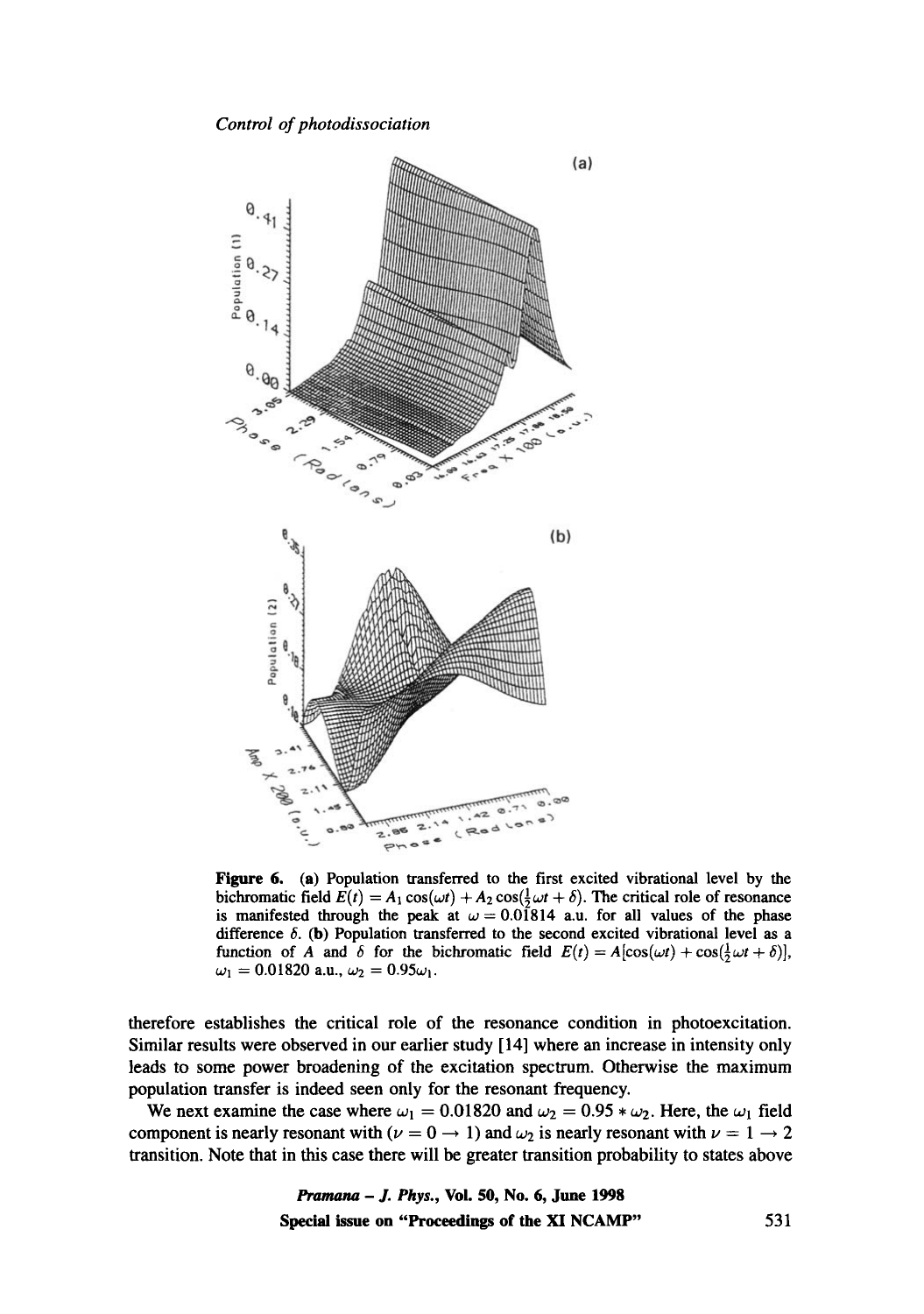**Figure 6.** (**a**) Population transferred to the first excited vibrational level by the bichromatic field $E(t) = A_1 \cos(\omega t) + A_2 \cos(\frac{1}{2}\omega t + \delta)$. The critical role of resonance is manifested through the peak at $\omega = 0.01814$ a.u. for all values of the phase difference $\delta$. (**b**) Population transferred to the second excited vibrational level as a function of $A$ and $\delta$ for the bichromatic field $E(t) = A[\cos(\omega t) + \cos(\frac{1}{2}\omega t + \delta)]$, $\omega_1 = 0.01820$ a.u., $\omega_2 = 0.95\omega_1$.

therefore establishes the critical role of the resonance condition in photoexcitation. Similar results were observed in our earlier study [14] where an increase in intensity only leads to some power broadening of the excitation spectrum. Otherwise the maximum population transfer is indeed seen only for the resonant frequency.

We next examine the case where $\omega_1 = 0.01820$ and $\omega_2 = 0.95 * \omega_2$. Here, the $\omega_1$ field component is nearly resonant with ($\nu = 0 \rightarrow 1$) and $\omega_2$ is nearly resonant with $\nu = 1 \rightarrow 2$ transition. Note that in this case there will be greater transition probability to states above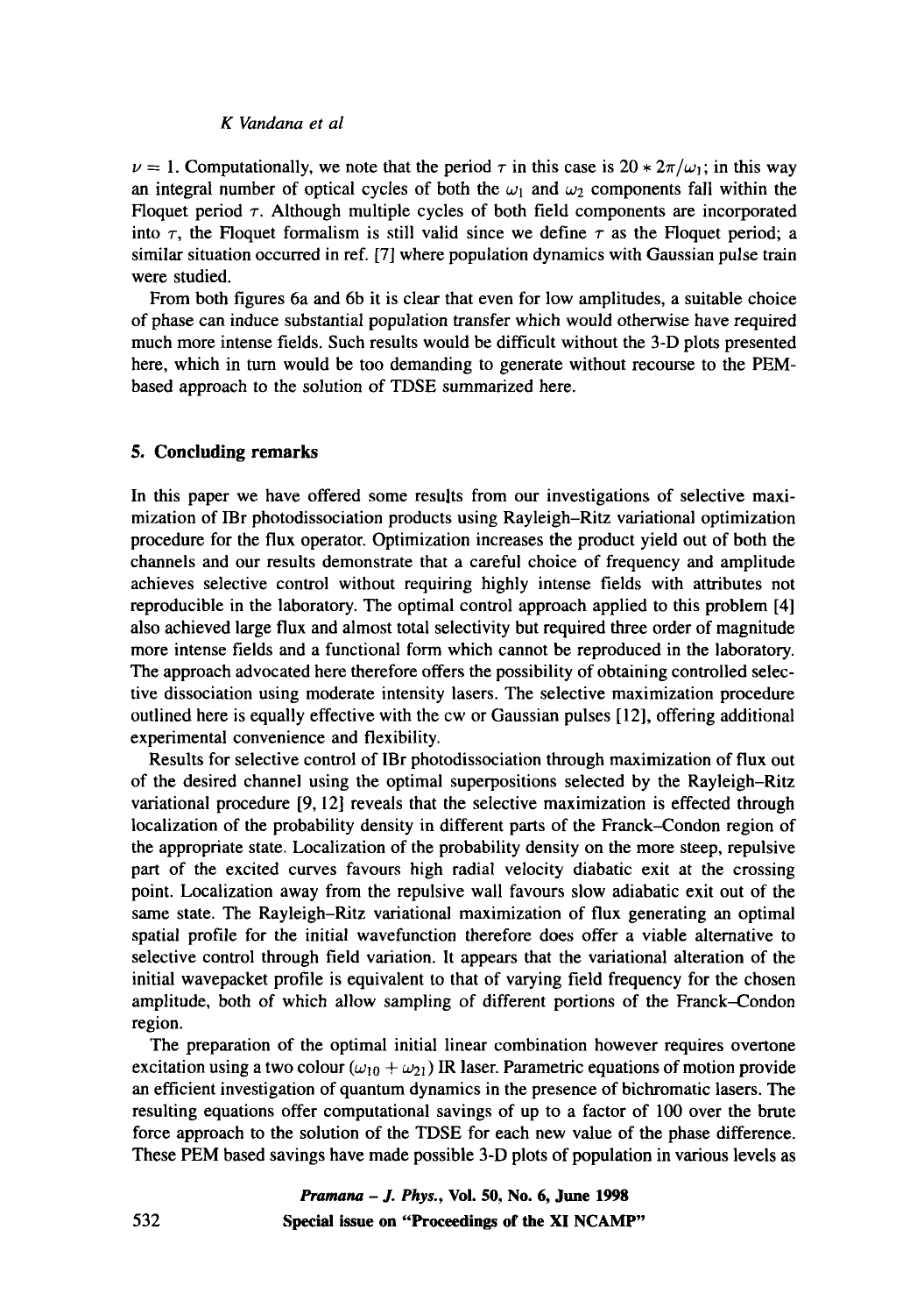$\nu = 1$. Computationally, we note that the period $\tau$ in this case is $20 * 2\pi/\omega_1$; in this way an integral number of optical cycles of both the $\omega_1$ and $\omega_2$ components fall within the Floquet period $\tau$. Although multiple cycles of both field components are incorporated into $\tau$, the Floquet formalism is still valid since we define $\tau$ as the Floquet period; a similar situation occurred in ref. [7] where population dynamics with Gaussian pulse train were studied.

From both figures 6a and 6b it is clear that even for low amplitudes, a suitable choice of phase can induce substantial population transfer which would otherwise have required much more intense fields. Such results would be difficult without the 3-D plots presented here, which in turn would be too demanding to generate without recourse to the PEM-based approach to the solution of TDSE summarized here.

## 5. Concluding remarks

In this paper we have offered some results from our investigations of selective maximization of IBr photodissociation products using Rayleigh–Ritz variational optimization procedure for the flux operator. Optimization increases the product yield out of both the channels and our results demonstrate that a careful choice of frequency and amplitude achieves selective control without requiring highly intense fields with attributes not reproducible in the laboratory. The optimal control approach applied to this problem [4] also achieved large flux and almost total selectivity but required three order of magnitude more intense fields and a functional form which cannot be reproduced in the laboratory. The approach advocated here therefore offers the possibility of obtaining controlled selective dissociation using moderate intensity lasers. The selective maximization procedure outlined here is equally effective with the cw or Gaussian pulses [12], offering additional experimental convenience and flexibility.

Results for selective control of IBr photodissociation through maximization of flux out of the desired channel using the optimal superpositions selected by the Rayleigh–Ritz variational procedure [9, 12] reveals that the selective maximization is effected through localization of the probability density in different parts of the Franck–Condon region of the appropriate state. Localization of the probability density on the more steep, repulsive part of the excited curves favours high radial velocity diabatic exit at the crossing point. Localization away from the repulsive wall favours slow adiabatic exit out of the same state. The Rayleigh–Ritz variational maximization of flux generating an optimal spatial profile for the initial wavefunction therefore does offer a viable alternative to selective control through field variation. It appears that the variational alteration of the initial wavepacket profile is equivalent to that of varying field frequency for the chosen amplitude, both of which allow sampling of different portions of the Franck–Condon region.

The preparation of the optimal initial linear combination however requires overtone excitation using a two colour $(\omega_{10} + \omega_{21})$ IR laser. Parametric equations of motion provide an efficient investigation of quantum dynamics in the presence of bichromatic lasers. The resulting equations offer computational savings of up to a factor of 100 over the brute force approach to the solution of the TDSE for each new value of the phase difference. These PEM based savings have made possible 3-D plots of population in various levels as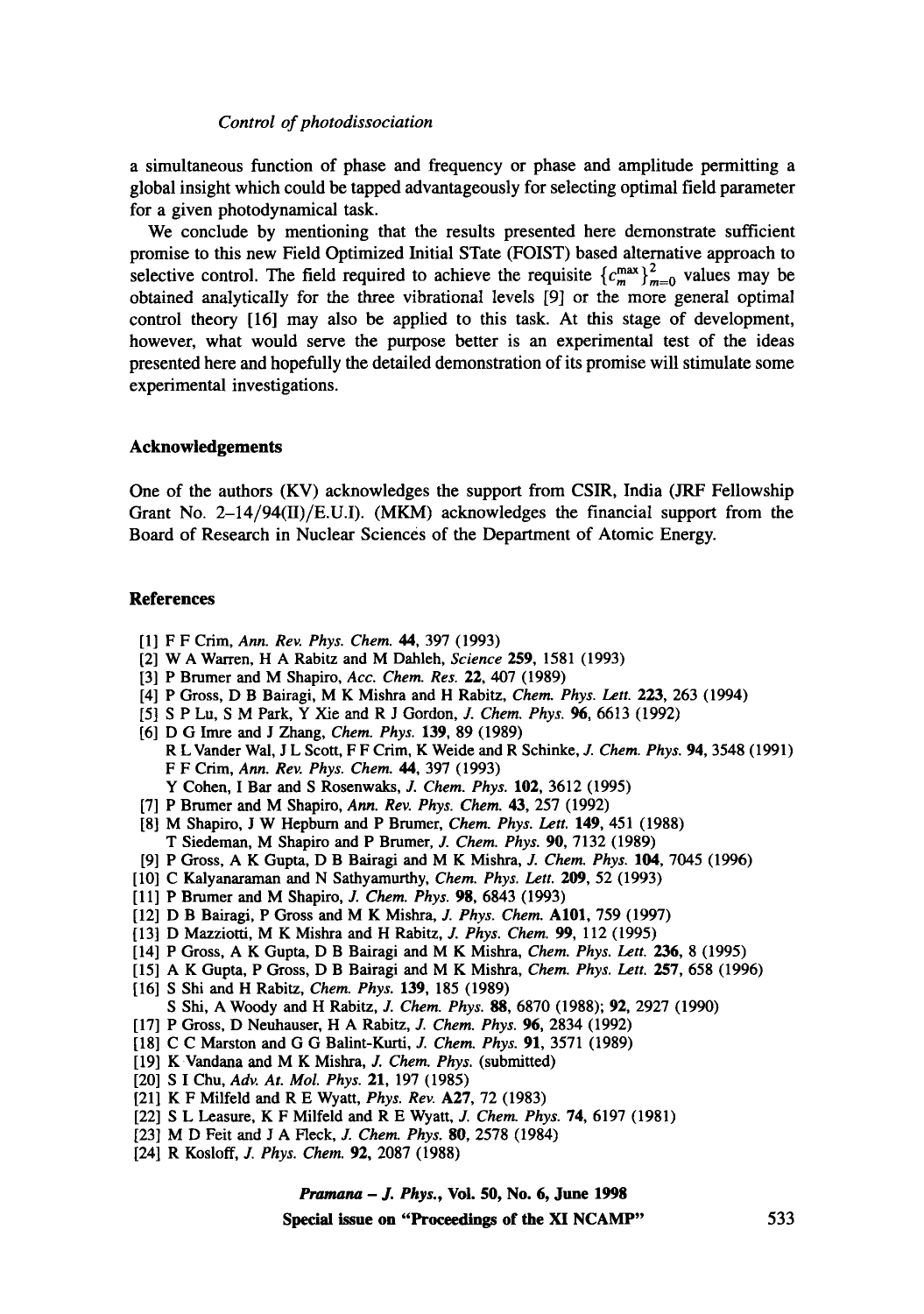a simultaneous function of phase and frequency or phase and amplitude permitting a global insight which could be tapped advantageously for selecting optimal field parameter for a given photodynamical task.

We conclude by mentioning that the results presented here demonstrate sufficient promise to this new Field Optimized Initial STate (FOIST) based alternative approach to selective control. The field required to achieve the requisite $\{c_m^{\max}\}_{m=0}^{2}$ values may be obtained analytically for the three vibrational levels [9] or the more general optimal control theory [16] may also be applied to this task. At this stage of development, however, what would serve the purpose better is an experimental test of the ideas presented here and hopefully the detailed demonstration of its promise will stimulate some experimental investigations.

### Acknowledgements

One of the authors (KV) acknowledges the support from CSIR, India (JRF Fellowship Grant No. 2–14/94(II)/E.U.I). (MKM) acknowledges the financial support from the Board of Research in Nuclear Sciences of the Department of Atomic Energy.

### References

[1] F F Crim, *Ann. Rev. Phys. Chem.* **44**, 397 (1993)
[2] W A Warren, H A Rabitz and M Dahleh, *Science* **259**, 1581 (1993)
[3] P Brumer and M Shapiro, *Acc. Chem. Res.* **22**, 407 (1989)
[4] P Gross, D B Bairagi, M K Mishra and H Rabitz, *Chem. Phys. Lett.* **223**, 263 (1994)
[5] S P Lu, S M Park, Y Xie and R J Gordon, *J. Chem. Phys.* **96**, 6613 (1992)
[6] D G Imre and J Zhang, *Chem. Phys.* **139**, 89 (1989)
R L Vander Wal, J L Scott, F F Crim, K Weide and R Schinke, *J. Chem. Phys.* **94**, 3548 (1991)
F F Crim, *Ann. Rev. Phys. Chem.* **44**, 397 (1993)
Y Cohen, I Bar and S Rosenwaks, *J. Chem. Phys.* **102**, 3612 (1995)
[7] P Brumer and M Shapiro, *Ann. Rev. Phys. Chem.* **43**, 257 (1992)
[8] M Shapiro, J W Hepburn and P Brumer, *Chem. Phys. Lett.* **149**, 451 (1988)
T Siedeman, M Shapiro and P Brumer, *J. Chem. Phys.* **90**, 7132 (1989)
[9] P Gross, A K Gupta, D B Bairagi and M K Mishra, *J. Chem. Phys.* **104**, 7045 (1996)
[10] C Kalyanaraman and N Sathyamurthy, *Chem. Phys. Lett.* **209**, 52 (1993)
[11] P Brumer and M Shapiro, *J. Chem. Phys.* **98**, 6843 (1993)
[12] D B Bairagi, P Gross and M K Mishra, *J. Phys. Chem.* **A101**, 759 (1997)
[13] D Mazziotti, M K Mishra and H Rabitz, *J. Phys. Chem.* **99**, 112 (1995)
[14] P Gross, A K Gupta, D B Bairagi and M K Mishra, *Chem. Phys. Lett.* **236**, 8 (1995)
[15] A K Gupta, P Gross, D B Bairagi and M K Mishra, *Chem. Phys. Lett.* **257**, 658 (1996)
[16] S Shi and H Rabitz, *Chem. Phys.* **139**, 185 (1989)
S Shi, A Woody and H Rabitz, *J. Chem. Phys.* **88**, 6870 (1988); **92**, 2927 (1990)
[17] P Gross, D Neuhauser, H A Rabitz, *J. Chem. Phys.* **96**, 2834 (1992)
[18] C C Marston and G G Balint-Kurti, *J. Chem. Phys.* **91**, 3571 (1989)
[19] K Vandana and M K Mishra, *J. Chem. Phys.* (submitted)
[20] S I Chu, *Adv. At. Mol. Phys.* **21**, 197 (1985)
[21] K F Milfeld and R E Wyatt, *Phys. Rev.* **A27**, 72 (1983)
[22] S L Leasure, K F Milfeld and R E Wyatt, *J. Chem. Phys.* **74**, 6197 (1981)
[23] M D Feit and J A Fleck, *J. Chem. Phys.* **80**, 2578 (1984)
[24] R Kosloff, *J. Phys. Chem.* **92**, 2087 (1988)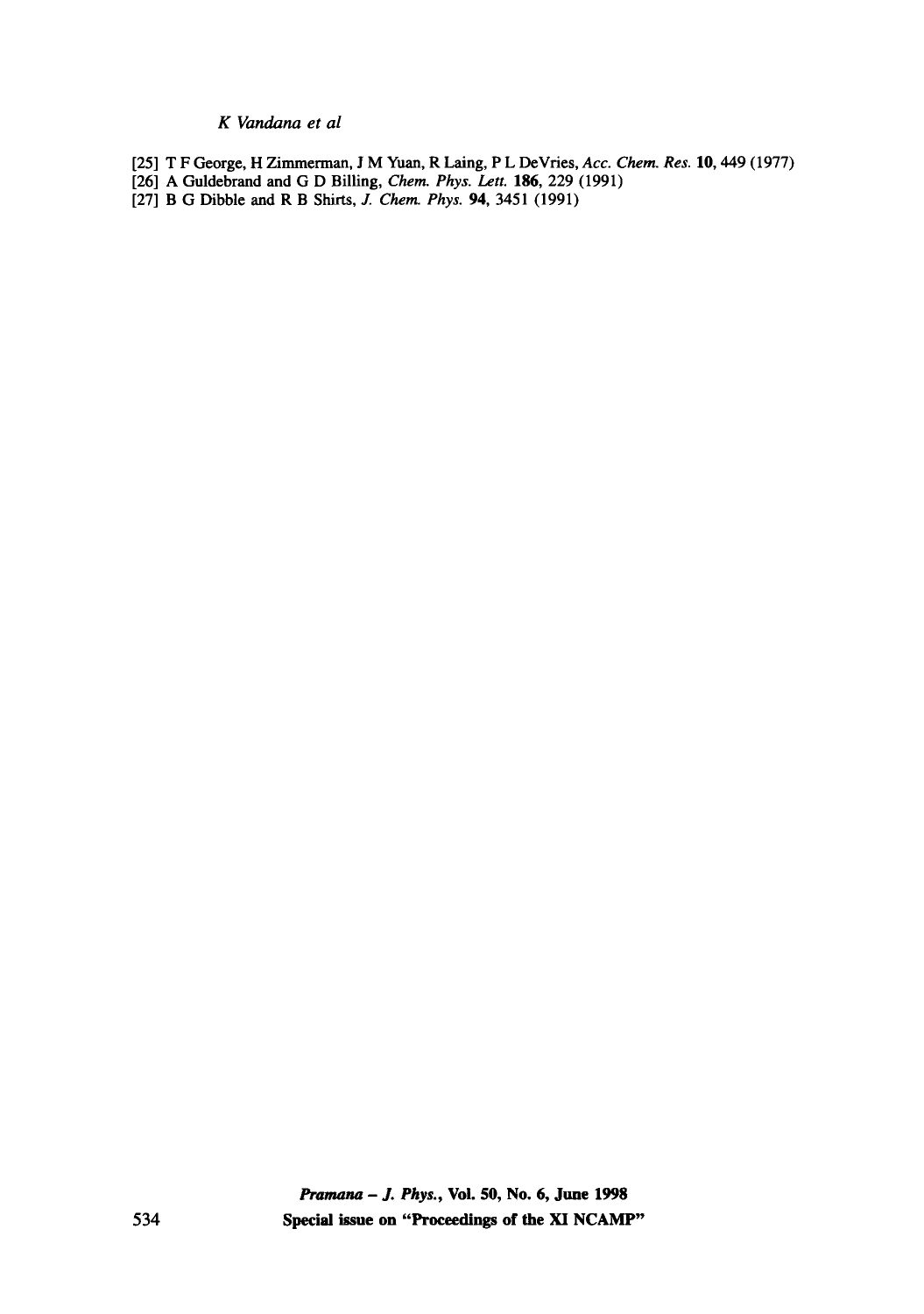[25] T F George, H Zimmerman, J M Yuan, R Laing, P L DeVries, *Acc. Chem. Res.* **10**, 449 (1977)

[26] A Guldebrand and G D Billing, *Chem. Phys. Lett.* **186**, 229 (1991)

[27] B G Dibble and R B Shirts, *J. Chem. Phys.* **94**, 3451 (1991)